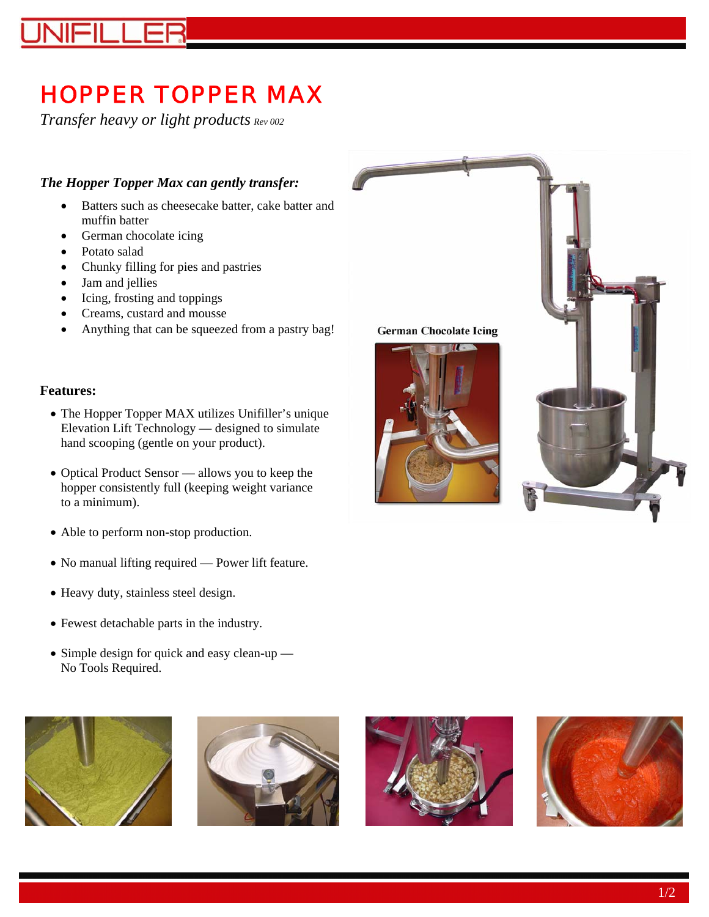# HOPPER TOPPER MAX

*Transfer heavy or light products* *Rev 002*

***The Hopper Topper Max can gently transfer:***

- Batters such as cheesecake batter, cake batter and muffin batter
- German chocolate icing
- Potato salad
- Chunky filling for pies and pastries
- Jam and jellies
- Icing, frosting and toppings
- Creams, custard and mousse
- Anything that can be squeezed from a pastry bag!

German Chocolate Icing

**Features:**

- The Hopper Topper MAX utilizes Unifiller's unique Elevation Lift Technology — designed to simulate hand scooping (gentle on your product).
- Optical Product Sensor — allows you to keep the hopper consistently full (keeping weight variance to a minimum).
- Able to perform non-stop production.
- No manual lifting required — Power lift feature.
- Heavy duty, stainless steel design.
- Fewest detachable parts in the industry.
- Simple design for quick and easy clean-up — No Tools Required.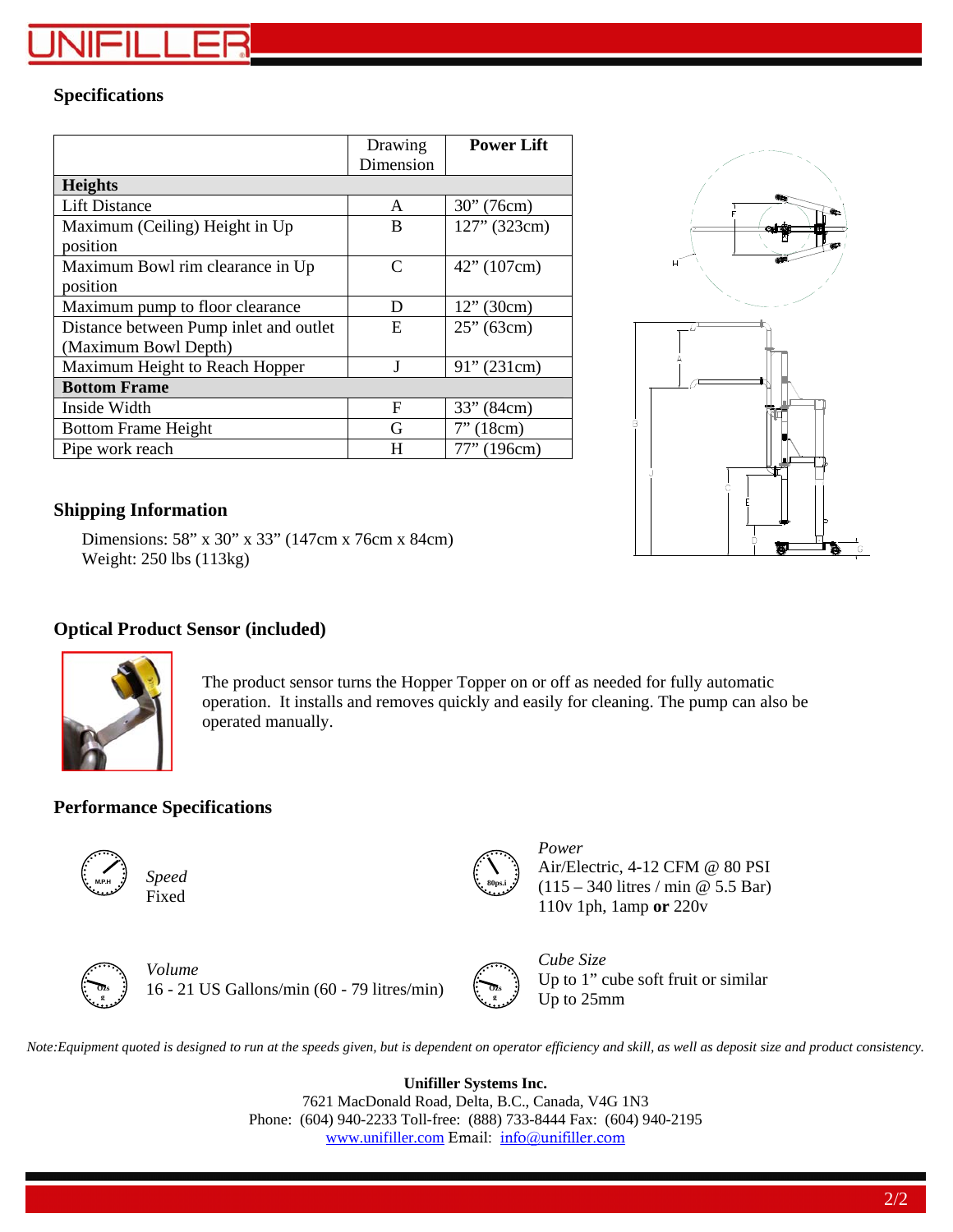## Specifications

| | Drawing Dimension | **Power Lift** |
|---|---|---|
| **Heights** | | |
| Lift Distance | A | 30” (76cm) |
| Maximum (Ceiling) Height in Up position | B | 127” (323cm) |
| Maximum Bowl rim clearance in Up position | C | 42” (107cm) |
| Maximum pump to floor clearance | D | 12” (30cm) |
| Distance between Pump inlet and outlet (Maximum Bowl Depth) | E | 25” (63cm) |
| Maximum Height to Reach Hopper | J | 91” (231cm) |
| **Bottom Frame** | | |
| Inside Width | F | 33” (84cm) |
| Bottom Frame Height | G | 7” (18cm) |
| Pipe work reach | H | 77” (196cm) |

## Shipping Information

Dimensions: 58” x 30” x 33” (147cm x 76cm x 84cm)
Weight: 250 lbs (113kg)

## Optical Product Sensor (included)

The product sensor turns the Hopper Topper on or off as needed for fully automatic operation. It installs and removes quickly and easily for cleaning. The pump can also be operated manually.

## Performance Specifications

*Speed*
Fixed

*Power*
Air/Electric, 4-12 CFM @ 80 PSI
(115 – 340 litres / min @ 5.5 Bar)
110v 1ph, 1amp **or** 220v

*Volume*
16 - 21 US Gallons/min (60 - 79 litres/min)

*Cube Size*
Up to 1” cube soft fruit or similar
Up to 25mm

*Note:Equipment quoted is designed to run at the speeds given, but is dependent on operator efficiency and skill, as well as deposit size and product consistency.*

**Unifiller Systems Inc.**
7621 MacDonald Road, Delta, B.C., Canada, V4G 1N3
Phone: (604) 940-2233 Toll-free: (888) 733-8444 Fax: (604) 940-2195
www.unifiller.com Email: info@unifiller.com